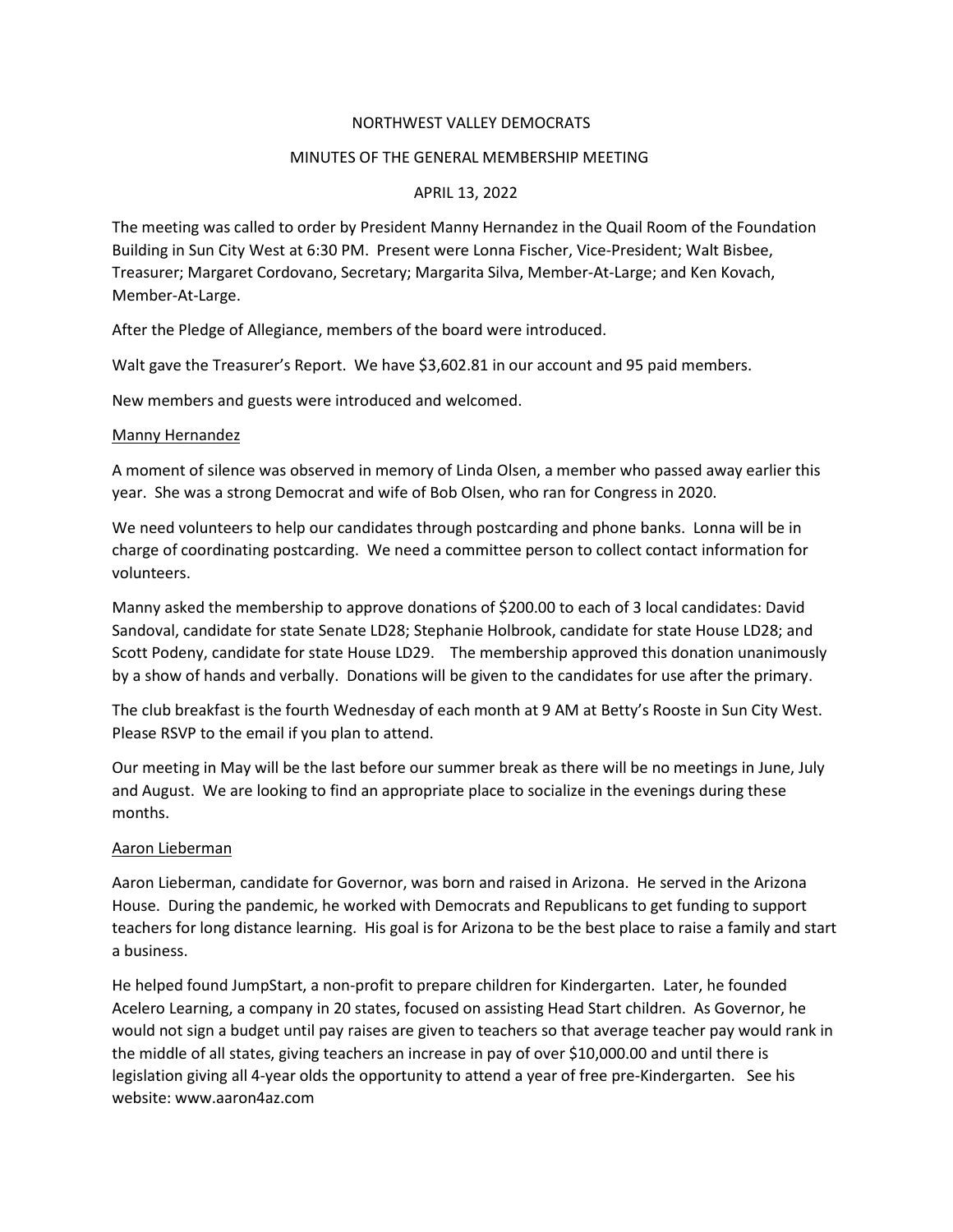# NORTHWEST VALLEY DEMOCRATS

## MINUTES OF THE GENERAL MEMBERSHIP MEETING

### APRIL 13, 2022

The meeting was called to order by President Manny Hernandez in the Quail Room of the Foundation Building in Sun City West at 6:30 PM. Present were Lonna Fischer, Vice-President; Walt Bisbee, Treasurer; Margaret Cordovano, Secretary; Margarita Silva, Member-At-Large; and Ken Kovach, Member-At-Large.

After the Pledge of Allegiance, members of the board were introduced.

Walt gave the Treasurer's Report. We have $3,602.81 in our account and 95 paid members.

New members and guests were introduced and welcomed.

<u>Manny Hernandez</u>

A moment of silence was observed in memory of Linda Olsen, a member who passed away earlier this year. She was a strong Democrat and wife of Bob Olsen, who ran for Congress in 2020.

We need volunteers to help our candidates through postcarding and phone banks. Lonna will be in charge of coordinating postcarding. We need a committee person to collect contact information for volunteers.

Manny asked the membership to approve donations of $200.00 to each of 3 local candidates: David Sandoval, candidate for state Senate LD28; Stephanie Holbrook, candidate for state House LD28; and Scott Podeny, candidate for state House LD29. The membership approved this donation unanimously by a show of hands and verbally. Donations will be given to the candidates for use after the primary.

The club breakfast is the fourth Wednesday of each month at 9 AM at Betty's Rooste in Sun City West. Please RSVP to the email if you plan to attend.

Our meeting in May will be the last before our summer break as there will be no meetings in June, July and August. We are looking to find an appropriate place to socialize in the evenings during these months.

<u>Aaron Lieberman</u>

Aaron Lieberman, candidate for Governor, was born and raised in Arizona. He served in the Arizona House. During the pandemic, he worked with Democrats and Republicans to get funding to support teachers for long distance learning. His goal is for Arizona to be the best place to raise a family and start a business.

He helped found JumpStart, a non-profit to prepare children for Kindergarten. Later, he founded Acelero Learning, a company in 20 states, focused on assisting Head Start children. As Governor, he would not sign a budget until pay raises are given to teachers so that average teacher pay would rank in the middle of all states, giving teachers an increase in pay of over $10,000.00 and until there is legislation giving all 4-year olds the opportunity to attend a year of free pre-Kindergarten. See his website: www.aaron4az.com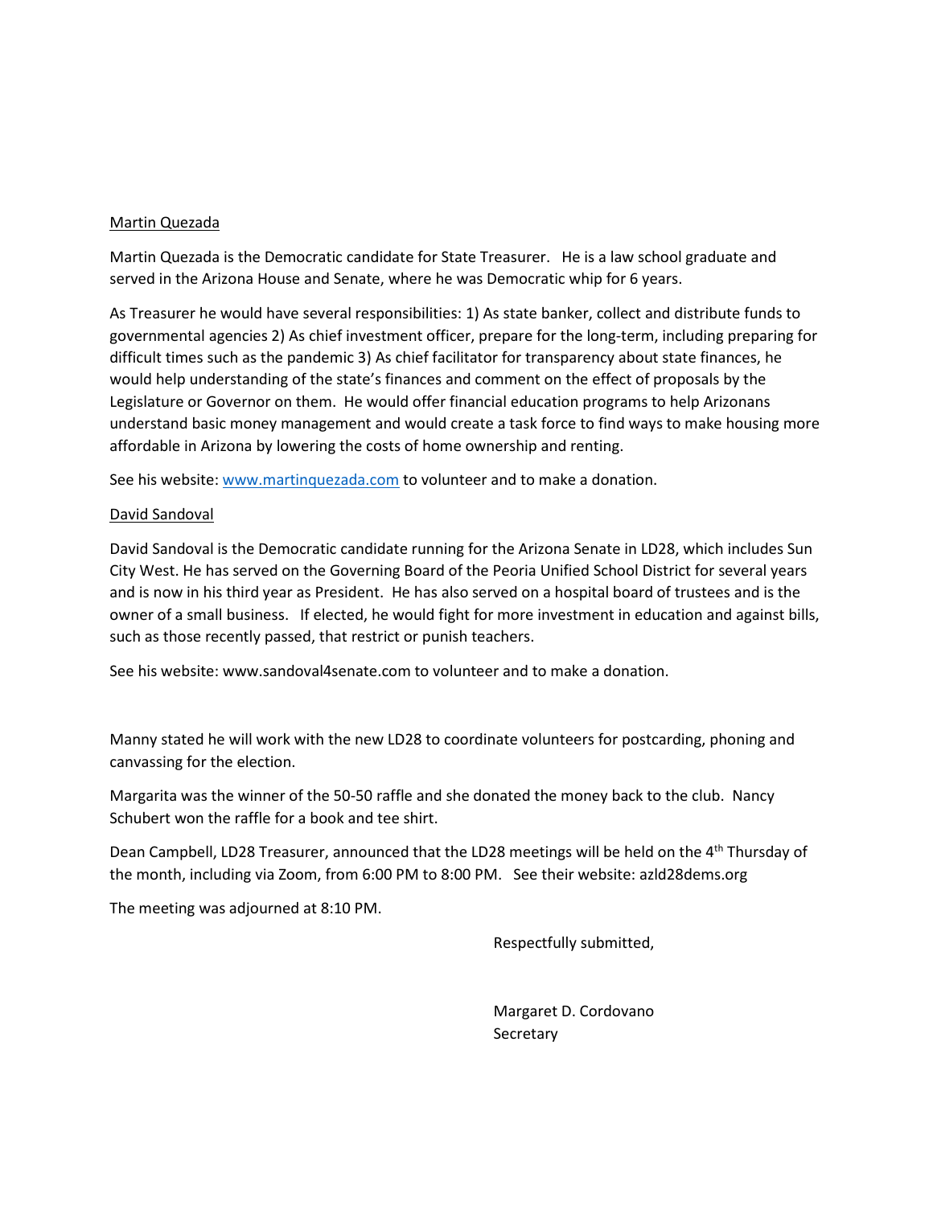Martin Quezada

Martin Quezada is the Democratic candidate for State Treasurer. He is a law school graduate and served in the Arizona House and Senate, where he was Democratic whip for 6 years.

As Treasurer he would have several responsibilities: 1) As state banker, collect and distribute funds to governmental agencies 2) As chief investment officer, prepare for the long-term, including preparing for difficult times such as the pandemic 3) As chief facilitator for transparency about state finances, he would help understanding of the state's finances and comment on the effect of proposals by the Legislature or Governor on them. He would offer financial education programs to help Arizonans understand basic money management and would create a task force to find ways to make housing more affordable in Arizona by lowering the costs of home ownership and renting.

See his website: www.martinquezada.com to volunteer and to make a donation.

David Sandoval

David Sandoval is the Democratic candidate running for the Arizona Senate in LD28, which includes Sun City West. He has served on the Governing Board of the Peoria Unified School District for several years and is now in his third year as President. He has also served on a hospital board of trustees and is the owner of a small business. If elected, he would fight for more investment in education and against bills, such as those recently passed, that restrict or punish teachers.

See his website: www.sandoval4senate.com to volunteer and to make a donation.

Manny stated he will work with the new LD28 to coordinate volunteers for postcarding, phoning and canvassing for the election.

Margarita was the winner of the 50-50 raffle and she donated the money back to the club. Nancy Schubert won the raffle for a book and tee shirt.

Dean Campbell, LD28 Treasurer, announced that the LD28 meetings will be held on the 4th Thursday of the month, including via Zoom, from 6:00 PM to 8:00 PM. See their website: azld28dems.org

The meeting was adjourned at 8:10 PM.

Respectfully submitted,

Margaret D. Cordovano
Secretary